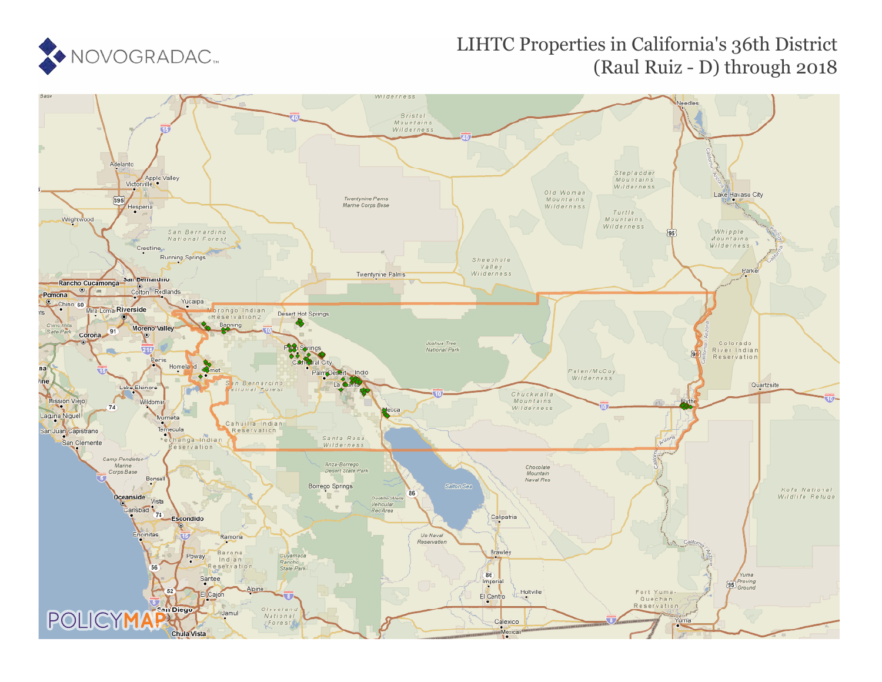NOVOGRADAC

# LIHTC Properties in California's 36th District (Raul Ruiz - D) through 2018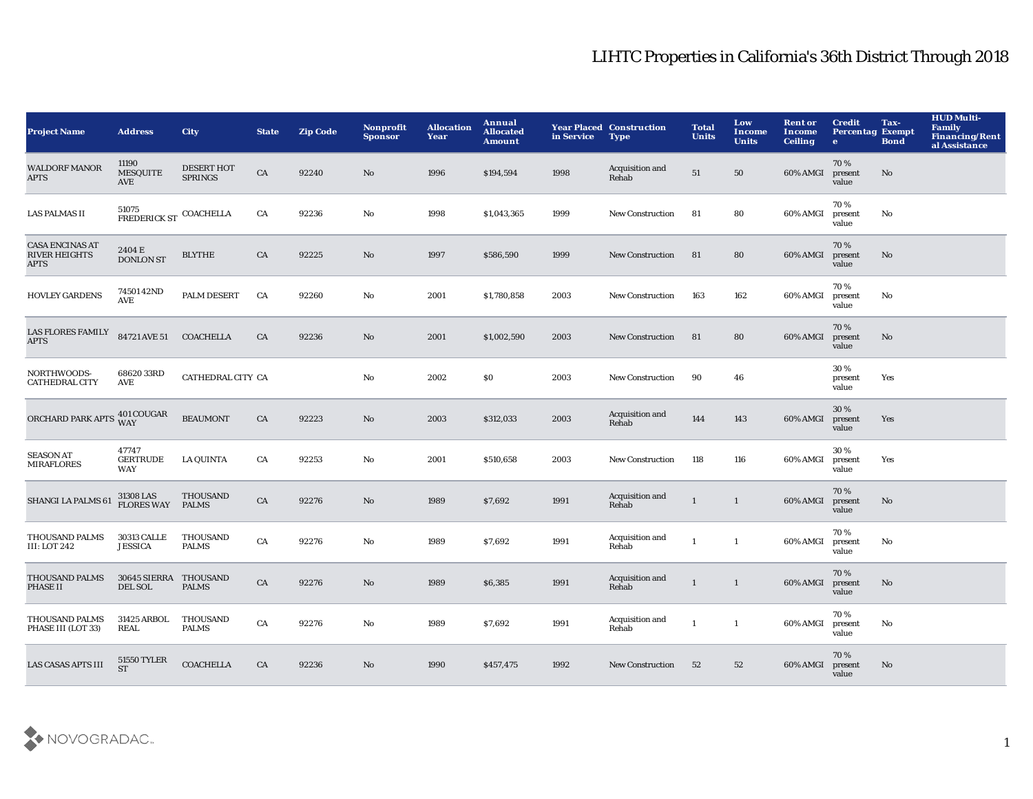# LIHTC Properties in California's 36th District Through 2018

| Project Name | Address | City | State | Zip Code | Nonprofit Sponsor | Allocation Year | Annual Allocated Amount | Year Placed in Service | Construction Type | Total Units | Low Income Units | Rent or Income Ceiling | Credit Percentage | Tax-Exempt Bond | HUD Multi-Family Financing/Rental Assistance |
|---|---|---|---|---|---|---|---|---|---|---|---|---|---|---|---|
| WALDORF MANOR APTS | 11190 MESQUITE AVE | DESERT HOT SPRINGS | CA | 92240 | No | 1996 | $194,594 | 1998 | Acquisition and Rehab | 51 | 50 | 60% AMGI | 70 % present value | No | |
| LAS PALMAS II | 51075 FREDERICK ST | COACHELLA | CA | 92236 | No | 1998 | $1,043,365 | 1999 | New Construction | 81 | 80 | 60% AMGI | 70 % present value | No | |
| CASA ENCINAS AT RIVER HEIGHTS APTS | 2404 E DONLON ST | BLYTHE | CA | 92225 | No | 1997 | $586,590 | 1999 | New Construction | 81 | 80 | 60% AMGI | 70 % present value | No | |
| HOVLEY GARDENS | 74501 42ND AVE | PALM DESERT | CA | 92260 | No | 2001 | $1,780,858 | 2003 | New Construction | 163 | 162 | 60% AMGI | 70 % present value | No | |
| LAS FLORES FAMILY APTS | 84721 AVE 51 | COACHELLA | CA | 92236 | No | 2001 | $1,002,590 | 2003 | New Construction | 81 | 80 | 60% AMGI | 70 % present value | No | |
| NORTHWOODS-CATHEDRAL CITY | 68620 33RD AVE | CATHEDRAL CITY | CA | | No | 2002 | $0 | 2003 | New Construction | 90 | 46 | | 30 % present value | Yes | |
| ORCHARD PARK APTS | 401 COUGAR WAY | BEAUMONT | CA | 92223 | No | 2003 | $312,033 | 2003 | Acquisition and Rehab | 144 | 143 | 60% AMGI | 30 % present value | Yes | |
| SEASON AT MIRAFLORES | 47747 GERTRUDE WAY | LA QUINTA | CA | 92253 | No | 2001 | $510,658 | 2003 | New Construction | 118 | 116 | 60% AMGI | 30 % present value | Yes | |
| SHANGI LA PALMS 61 | 31308 LAS FLORES WAY | THOUSAND PALMS | CA | 92276 | No | 1989 | $7,692 | 1991 | Acquisition and Rehab | 1 | 1 | 60% AMGI | 70 % present value | No | |
| THOUSAND PALMS III: LOT 242 | 30313 CALLE JESSICA | THOUSAND PALMS | CA | 92276 | No | 1989 | $7,692 | 1991 | Acquisition and Rehab | 1 | 1 | 60% AMGI | 70 % present value | No | |
| THOUSAND PALMS PHASE II | 30645 SIERRA DEL SOL | THOUSAND PALMS | CA | 92276 | No | 1989 | $6,385 | 1991 | Acquisition and Rehab | 1 | 1 | 60% AMGI | 70 % present value | No | |
| THOUSAND PALMS PHASE III (LOT 33) | 31425 ARBOL REAL | THOUSAND PALMS | CA | 92276 | No | 1989 | $7,692 | 1991 | Acquisition and Rehab | 1 | 1 | 60% AMGI | 70 % present value | No | |
| LAS CASAS APTS III | 51550 TYLER ST | COACHELLA | CA | 92236 | No | 1990 | $457,475 | 1992 | New Construction | 52 | 52 | 60% AMGI | 70 % present value | No | |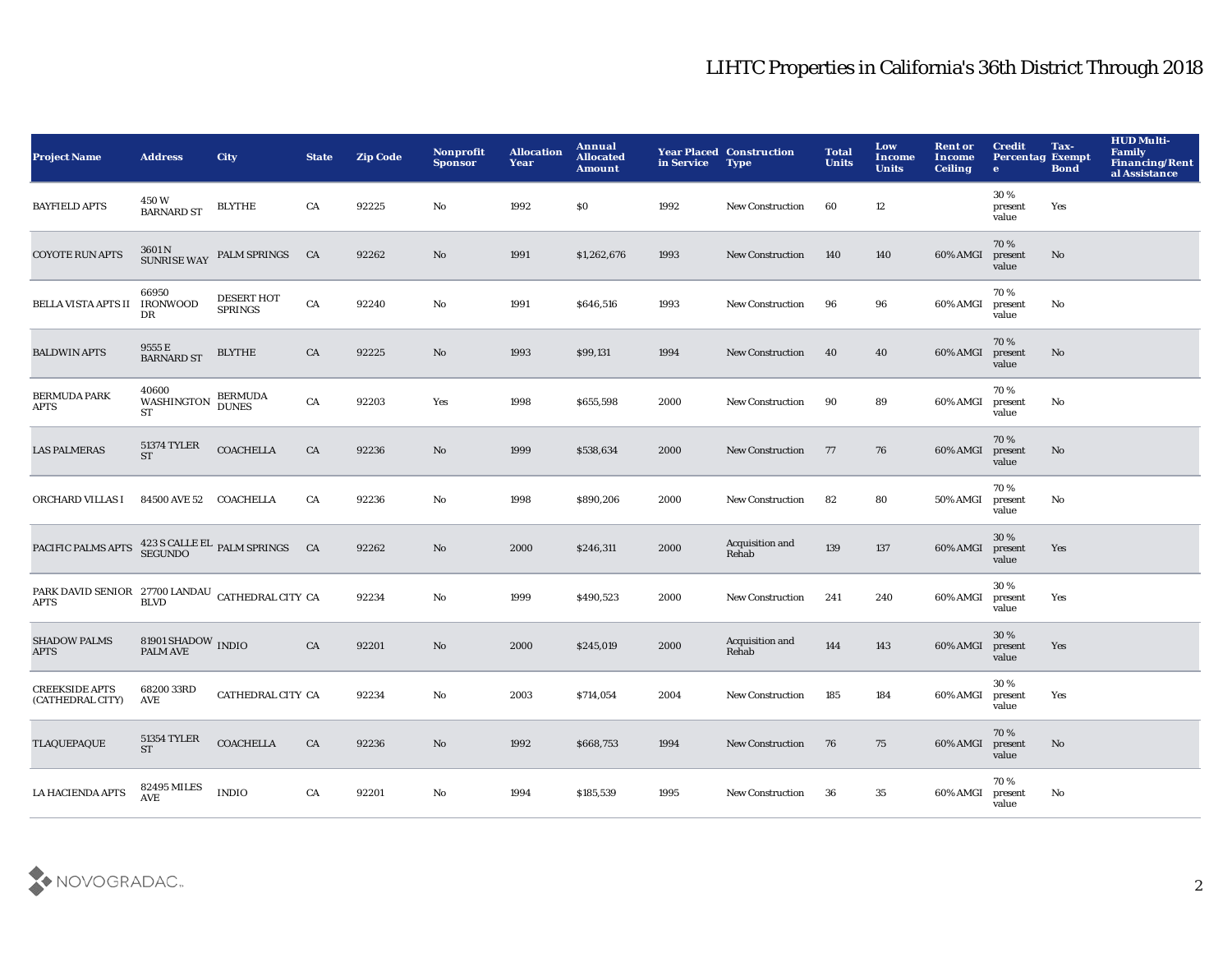# LIHTC Properties in California's 36th District Through 2018

| Project Name | Address | City | State | Zip Code | Nonprofit Sponsor | Allocation Year | Annual Allocated Amount | Year Placed in Service | Construction Type | Total Units | Low Income Units | Rent or Income Ceiling | Credit Percentage | Tax-Exempt Bond | HUD Multi-Family Financing/Rental Assistance |
|---|---|---|---|---|---|---|---|---|---|---|---|---|---|---|---|
| BAYFIELD APTS | 450 W BARNARD ST | BLYTHE | CA | 92225 | No | 1992 | $0 | 1992 | New Construction | 60 | 12 | | 30 % present value | Yes | |
| COYOTE RUN APTS | 3601 N SUNRISE WAY | PALM SPRINGS | CA | 92262 | No | 1991 | $1,262,676 | 1993 | New Construction | 140 | 140 | 60% AMGI | 70 % present value | No | |
| BELLA VISTA APTS II | 66950 IRONWOOD DR | DESERT HOT SPRINGS | CA | 92240 | No | 1991 | $646,516 | 1993 | New Construction | 96 | 96 | 60% AMGI | 70 % present value | No | |
| BALDWIN APTS | 9555 E BARNARD ST | BLYTHE | CA | 92225 | No | 1993 | $99,131 | 1994 | New Construction | 40 | 40 | 60% AMGI | 70 % present value | No | |
| BERMUDA PARK APTS | 40600 WASHINGTON ST | BERMUDA DUNES | CA | 92203 | Yes | 1998 | $655,598 | 2000 | New Construction | 90 | 89 | 60% AMGI | 70 % present value | No | |
| LAS PALMERAS | 51374 TYLER ST | COACHELLA | CA | 92236 | No | 1999 | $538,634 | 2000 | New Construction | 77 | 76 | 60% AMGI | 70 % present value | No | |
| ORCHARD VILLAS I | 84500 AVE 52 | COACHELLA | CA | 92236 | No | 1998 | $890,206 | 2000 | New Construction | 82 | 80 | 50% AMGI | 70 % present value | No | |
| PACIFIC PALMS APTS | 423 S CALLE EL SEGUNDO | PALM SPRINGS | CA | 92262 | No | 2000 | $246,311 | 2000 | Acquisition and Rehab | 139 | 137 | 60% AMGI | 30 % present value | Yes | |
| PARK DAVID SENIOR APTS | 27700 LANDAU BLVD | CATHEDRAL CITY | CA | 92234 | No | 1999 | $490,523 | 2000 | New Construction | 241 | 240 | 60% AMGI | 30 % present value | Yes | |
| SHADOW PALMS APTS | 81901 SHADOW PALM AVE | INDIO | CA | 92201 | No | 2000 | $245,019 | 2000 | Acquisition and Rehab | 144 | 143 | 60% AMGI | 30 % present value | Yes | |
| CREEKSIDE APTS (CATHEDRAL CITY) | 68200 33RD AVE | CATHEDRAL CITY | CA | 92234 | No | 2003 | $714,054 | 2004 | New Construction | 185 | 184 | 60% AMGI | 30 % present value | Yes | |
| TLAQUEPAQUE | 51354 TYLER ST | COACHELLA | CA | 92236 | No | 1992 | $668,753 | 1994 | New Construction | 76 | 75 | 60% AMGI | 70 % present value | No | |
| LA HACIENDA APTS | 82495 MILES AVE | INDIO | CA | 92201 | No | 1994 | $185,539 | 1995 | New Construction | 36 | 35 | 60% AMGI | 70 % present value | No | |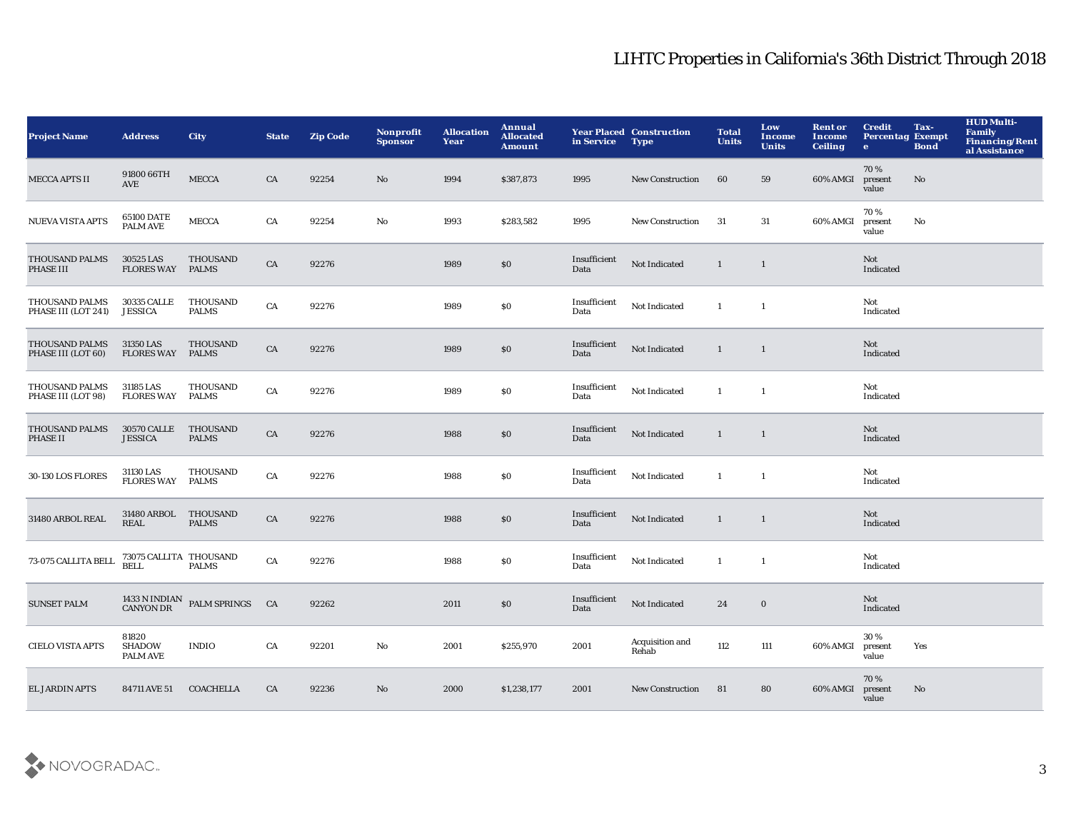# LIHTC Properties in California's 36th District Through 2018

| Project Name | Address | City | State | Zip Code | Nonprofit Sponsor | Allocation Year | Annual Allocated Amount | Year Placed in Service | Construction Type | Total Units | Low Income Units | Rent or Income Ceiling | Credit Percentage | Tax-Exempt Bond | HUD Multi-Family Financing/Rental Assistance |
|---|---|---|---|---|---|---|---|---|---|---|---|---|---|---|---|
| MECCA APTS II | 91800 66TH AVE | MECCA | CA | 92254 | No | 1994 | $387,873 | 1995 | New Construction | 60 | 59 | 60% AMGI | 70 % present value | No | |
| NUEVA VISTA APTS | 65100 DATE PALM AVE | MECCA | CA | 92254 | No | 1993 | $283,582 | 1995 | New Construction | 31 | 31 | 60% AMGI | 70 % present value | No | |
| THOUSAND PALMS PHASE III | 30525 LAS FLORES WAY | THOUSAND PALMS | CA | 92276 | | 1989 | $0 | Insufficient Data | Not Indicated | 1 | 1 | | Not Indicated | | |
| THOUSAND PALMS PHASE III (LOT 241) | 30335 CALLE JESSICA | THOUSAND PALMS | CA | 92276 | | 1989 | $0 | Insufficient Data | Not Indicated | 1 | 1 | | Not Indicated | | |
| THOUSAND PALMS PHASE III (LOT 60) | 31350 LAS FLORES WAY | THOUSAND PALMS | CA | 92276 | | 1989 | $0 | Insufficient Data | Not Indicated | 1 | 1 | | Not Indicated | | |
| THOUSAND PALMS PHASE III (LOT 98) | 31185 LAS FLORES WAY | THOUSAND PALMS | CA | 92276 | | 1989 | $0 | Insufficient Data | Not Indicated | 1 | 1 | | Not Indicated | | |
| THOUSAND PALMS PHASE II | 30570 CALLE JESSICA | THOUSAND PALMS | CA | 92276 | | 1988 | $0 | Insufficient Data | Not Indicated | 1 | 1 | | Not Indicated | | |
| 30-130 LOS FLORES | 31130 LAS FLORES WAY | THOUSAND PALMS | CA | 92276 | | 1988 | $0 | Insufficient Data | Not Indicated | 1 | 1 | | Not Indicated | | |
| 31480 ARBOL REAL | 31480 ARBOL REAL | THOUSAND PALMS | CA | 92276 | | 1988 | $0 | Insufficient Data | Not Indicated | 1 | 1 | | Not Indicated | | |
| 73-075 CALLITA BELL | 73075 CALLITA BELL | THOUSAND PALMS | CA | 92276 | | 1988 | $0 | Insufficient Data | Not Indicated | 1 | 1 | | Not Indicated | | |
| SUNSET PALM | 1433 N INDIAN CANYON DR | PALM SPRINGS | CA | 92262 | | 2011 | $0 | Insufficient Data | Not Indicated | 24 | 0 | | Not Indicated | | |
| CIELO VISTA APTS | 81820 SHADOW PALM AVE | INDIO | CA | 92201 | No | 2001 | $255,970 | 2001 | Acquisition and Rehab | 112 | 111 | 60% AMGI | 30 % present value | Yes | |
| EL JARDIN APTS | 84711 AVE 51 | COACHELLA | CA | 92236 | No | 2000 | $1,238,177 | 2001 | New Construction | 81 | 80 | 60% AMGI | 70 % present value | No | |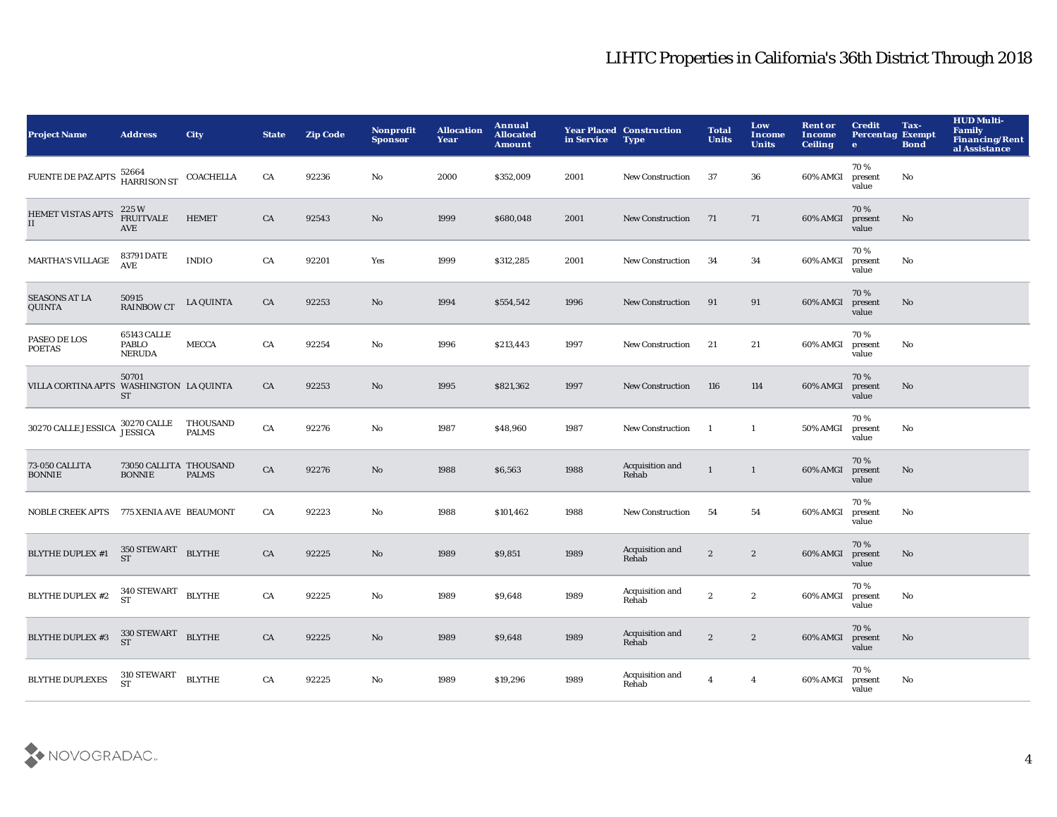# LIHTC Properties in California's 36th District Through 2018

| Project Name | Address | City | State | Zip Code | Nonprofit Sponsor | Allocation Year | Annual Allocated Amount | Year Placed in Service | Construction Type | Total Units | Low Income Units | Rent or Income Ceiling | Credit Percentage | Tax-Exempt Bond | HUD Multi-Family Financing/Rental Assistance |
|---|---|---|---|---|---|---|---|---|---|---|---|---|---|---|---|
| FUENTE DE PAZ APTS | 52664 HARRISON ST | COACHELLA | CA | 92236 | No | 2000 | $352,009 | 2001 | New Construction | 37 | 36 | 60% AMGI | 70 % present value | No | |
| HEMET VISTAS APTS II | 225 W FRUITVALE AVE | HEMET | CA | 92543 | No | 1999 | $680,048 | 2001 | New Construction | 71 | 71 | 60% AMGI | 70 % present value | No | |
| MARTHA'S VILLAGE | 83791 DATE AVE | INDIO | CA | 92201 | Yes | 1999 | $312,285 | 2001 | New Construction | 34 | 34 | 60% AMGI | 70 % present value | No | |
| SEASONS AT LA QUINTA | 50915 RAINBOW CT | LA QUINTA | CA | 92253 | No | 1994 | $554,542 | 1996 | New Construction | 91 | 91 | 60% AMGI | 70 % present value | No | |
| PASEO DE LOS POETAS | 65143 CALLE PABLO NERUDA | MECCA | CA | 92254 | No | 1996 | $213,443 | 1997 | New Construction | 21 | 21 | 60% AMGI | 70 % present value | No | |
| VILLA CORTINA APTS | 50701 WASHINGTON ST | LA QUINTA | CA | 92253 | No | 1995 | $821,362 | 1997 | New Construction | 116 | 114 | 60% AMGI | 70 % present value | No | |
| 30270 CALLE JESSICA | 30270 CALLE JESSICA | THOUSAND PALMS | CA | 92276 | No | 1987 | $48,960 | 1987 | New Construction | 1 | 1 | 50% AMGI | 70 % present value | No | |
| 73-050 CALLITA BONNIE | 73050 CALLITA BONNIE | THOUSAND PALMS | CA | 92276 | No | 1988 | $6,563 | 1988 | Acquisition and Rehab | 1 | 1 | 60% AMGI | 70 % present value | No | |
| NOBLE CREEK APTS | 775 XENIA AVE | BEAUMONT | CA | 92223 | No | 1988 | $101,462 | 1988 | New Construction | 54 | 54 | 60% AMGI | 70 % present value | No | |
| BLYTHE DUPLEX #1 | 350 STEWART ST | BLYTHE | CA | 92225 | No | 1989 | $9,851 | 1989 | Acquisition and Rehab | 2 | 2 | 60% AMGI | 70 % present value | No | |
| BLYTHE DUPLEX #2 | 340 STEWART ST | BLYTHE | CA | 92225 | No | 1989 | $9,648 | 1989 | Acquisition and Rehab | 2 | 2 | 60% AMGI | 70 % present value | No | |
| BLYTHE DUPLEX #3 | 330 STEWART ST | BLYTHE | CA | 92225 | No | 1989 | $9,648 | 1989 | Acquisition and Rehab | 2 | 2 | 60% AMGI | 70 % present value | No | |
| BLYTHE DUPLEXES | 310 STEWART ST | BLYTHE | CA | 92225 | No | 1989 | $19,296 | 1989 | Acquisition and Rehab | 4 | 4 | 60% AMGI | 70 % present value | No | |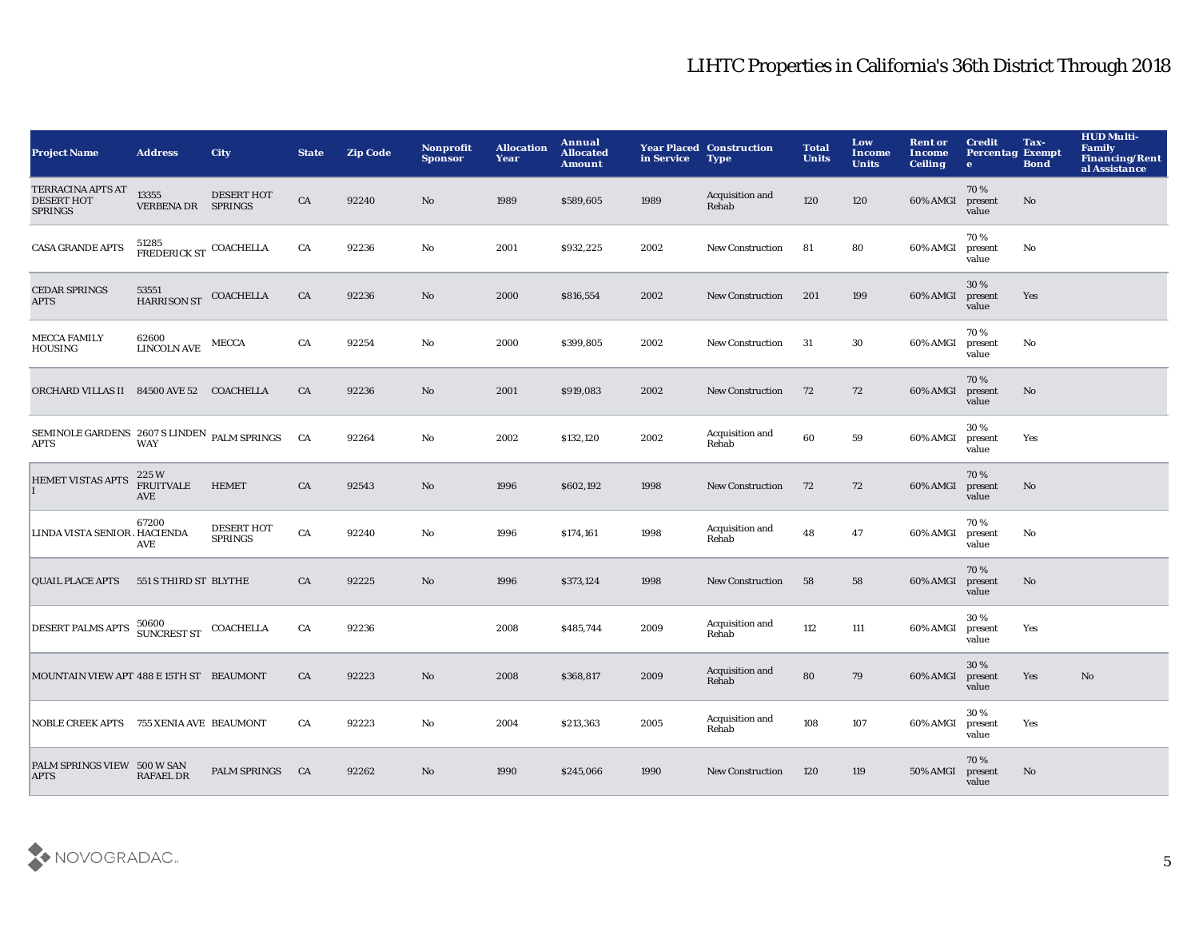# LIHTC Properties in California's 36th District Through 2018

| Project Name | Address | City | State | Zip Code | Nonprofit Sponsor | Allocation Year | Annual Allocated Amount | Year Placed in Service | Construction Type | Total Units | Low Income Units | Rent or Income Ceiling | Credit Percentage | Tax-Exempt Bond | HUD Multi-Family Financing/Rental Assistance |
|---|---|---|---|---|---|---|---|---|---|---|---|---|---|---|---|
| TERRACINA APTS AT DESERT HOT SPRINGS | 13355 VERBENA DR | DESERT HOT SPRINGS | CA | 92240 | No | 1989 | $589,605 | 1989 | Acquisition and Rehab | 120 | 120 | 60% AMGI | 70 % present value | No | |
| CASA GRANDE APTS | 51285 FREDERICK ST | COACHELLA | CA | 92236 | No | 2001 | $932,225 | 2002 | New Construction | 81 | 80 | 60% AMGI | 70 % present value | No | |
| CEDAR SPRINGS APTS | 53551 HARRISON ST | COACHELLA | CA | 92236 | No | 2000 | $816,554 | 2002 | New Construction | 201 | 199 | 60% AMGI | 30 % present value | Yes | |
| MECCA FAMILY HOUSING | 62600 LINCOLN AVE | MECCA | CA | 92254 | No | 2000 | $399,805 | 2002 | New Construction | 31 | 30 | 60% AMGI | 70 % present value | No | |
| ORCHARD VILLAS II | 84500 AVE 52 | COACHELLA | CA | 92236 | No | 2001 | $919,083 | 2002 | New Construction | 72 | 72 | 60% AMGI | 70 % present value | No | |
| SEMINOLE GARDENS APTS | 2607 S LINDEN WAY | PALM SPRINGS | CA | 92264 | No | 2002 | $132,120 | 2002 | Acquisition and Rehab | 60 | 59 | 60% AMGI | 30 % present value | Yes | |
| HEMET VISTAS APTS I | 225 W FRUITVALE AVE | HEMET | CA | 92543 | No | 1996 | $602,192 | 1998 | New Construction | 72 | 72 | 60% AMGI | 70 % present value | No | |
| LINDA VISTA SENIOR ... | 67200 HACIENDA AVE | DESERT HOT SPRINGS | CA | 92240 | No | 1996 | $174,161 | 1998 | Acquisition and Rehab | 48 | 47 | 60% AMGI | 70 % present value | No | |
| QUAIL PLACE APTS | 551 S THIRD ST | BLYTHE | CA | 92225 | No | 1996 | $373,124 | 1998 | New Construction | 58 | 58 | 60% AMGI | 70 % present value | No | |
| DESERT PALMS APTS | 50600 SUNCREST ST | COACHELLA | CA | 92236 | | 2008 | $485,744 | 2009 | Acquisition and Rehab | 112 | 111 | 60% AMGI | 30 % present value | Yes | |
| MOUNTAIN VIEW APT | 488 E 15TH ST | BEAUMONT | CA | 92223 | No | 2008 | $368,817 | 2009 | Acquisition and Rehab | 80 | 79 | 60% AMGI | 30 % present value | Yes | No |
| NOBLE CREEK APTS | 755 XENIA AVE | BEAUMONT | CA | 92223 | No | 2004 | $213,363 | 2005 | Acquisition and Rehab | 108 | 107 | 60% AMGI | 30 % present value | Yes | |
| PALM SPRINGS VIEW APTS | 500 W SAN RAFAEL DR | PALM SPRINGS | CA | 92262 | No | 1990 | $245,066 | 1990 | New Construction | 120 | 119 | 50% AMGI | 70 % present value | No | |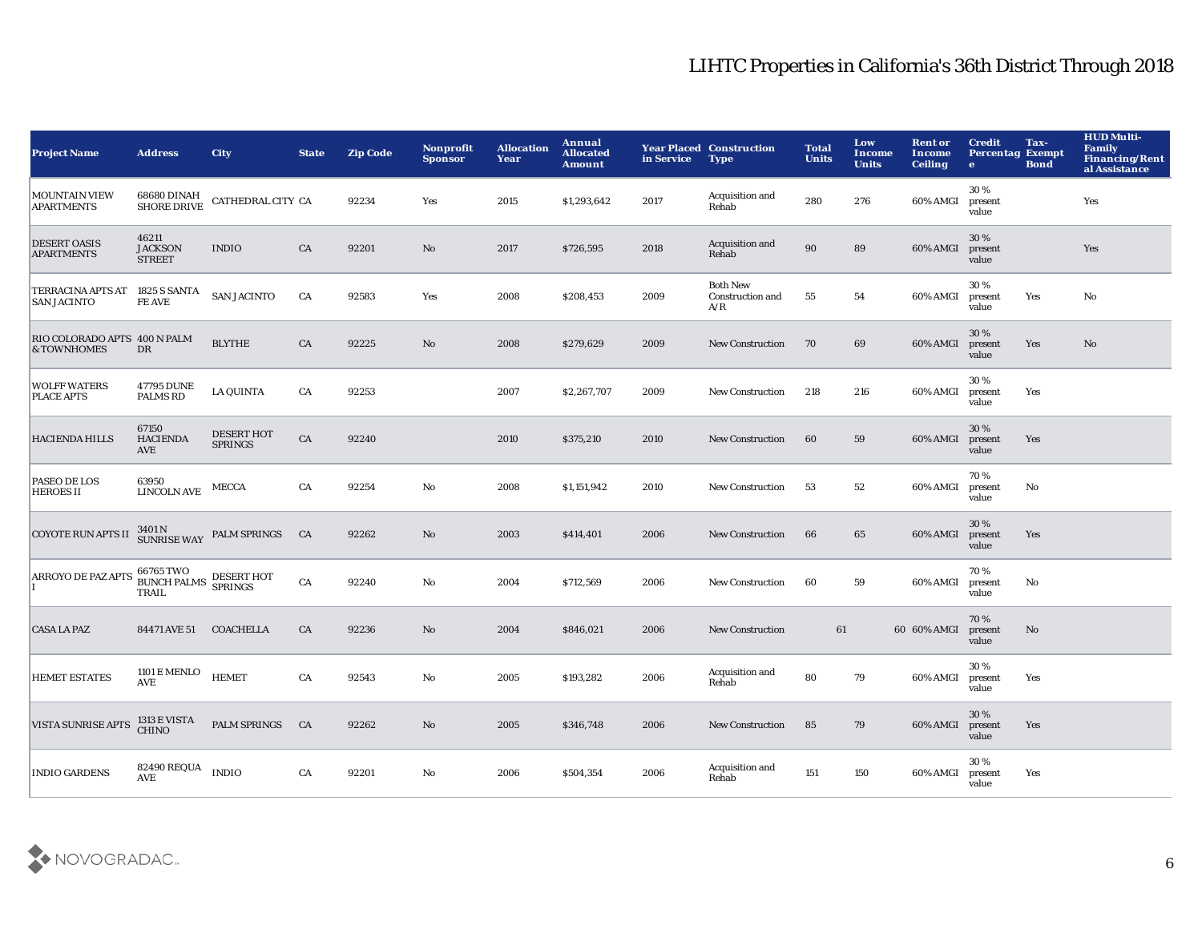# LIHTC Properties in California's 36th District Through 2018

| Project Name | Address | City | State | Zip Code | Nonprofit Sponsor | Allocation Year | Annual Allocated Amount | Year Placed in Service | Construction Type | Total Units | Low Income Units | Rent or Income Ceiling | Credit Percentage | Tax-Exempt Bond | HUD Multi-Family Financing/Rental Assistance |
|---|---|---|---|---|---|---|---|---|---|---|---|---|---|---|---|
| MOUNTAIN VIEW APARTMENTS | 68680 DINAH SHORE DRIVE | CATHEDRAL CITY | CA | 92234 | Yes | 2015 | $1,293,642 | 2017 | Acquisition and Rehab | 280 | 276 | 60% AMGI | 30 % present value | | Yes |
| DESERT OASIS APARTMENTS | 46211 JACKSON STREET | INDIO | CA | 92201 | No | 2017 | $726,595 | 2018 | Acquisition and Rehab | 90 | 89 | 60% AMGI | 30 % present value | | Yes |
| TERRACINA APTS AT SAN JACINTO | 1825 S SANTA FE AVE | SAN JACINTO | CA | 92583 | Yes | 2008 | $208,453 | 2009 | Both New Construction and A/R | 55 | 54 | 60% AMGI | 30 % present value | Yes | No |
| RIO COLORADO APTS & TOWNHOMES | 400 N PALM DR | BLYTHE | CA | 92225 | No | 2008 | $279,629 | 2009 | New Construction | 70 | 69 | 60% AMGI | 30 % present value | Yes | No |
| WOLFF WATERS PLACE APTS | 47795 DUNE PALMS RD | LA QUINTA | CA | 92253 | | 2007 | $2,267,707 | 2009 | New Construction | 218 | 216 | 60% AMGI | 30 % present value | Yes | |
| HACIENDA HILLS | 67150 HACIENDA AVE | DESERT HOT SPRINGS | CA | 92240 | | 2010 | $375,210 | 2010 | New Construction | 60 | 59 | 60% AMGI | 30 % present value | Yes | |
| PASEO DE LOS HEROES II | 63950 LINCOLN AVE | MECCA | CA | 92254 | No | 2008 | $1,151,942 | 2010 | New Construction | 53 | 52 | 60% AMGI | 70 % present value | No | |
| COYOTE RUN APTS II | 3401 N SUNRISE WAY | PALM SPRINGS | CA | 92262 | No | 2003 | $414,401 | 2006 | New Construction | 66 | 65 | 60% AMGI | 30 % present value | Yes | |
| ARROYO DE PAZ APTS I | 66765 TWO BUNCH PALMS TRAIL | DESERT HOT SPRINGS | CA | 92240 | No | 2004 | $712,569 | 2006 | New Construction | 60 | 59 | 60% AMGI | 70 % present value | No | |
| CASA LA PAZ | 84471 AVE 51 | COACHELLA | CA | 92236 | No | 2004 | $846,021 | 2006 | New Construction | 61 | 60 | 60% AMGI | 70 % present value | No | |
| HEMET ESTATES | 1101 E MENLO AVE | HEMET | CA | 92543 | No | 2005 | $193,282 | 2006 | Acquisition and Rehab | 80 | 79 | 60% AMGI | 30 % present value | Yes | |
| VISTA SUNRISE APTS | 1313 E VISTA CHINO | PALM SPRINGS | CA | 92262 | No | 2005 | $346,748 | 2006 | New Construction | 85 | 79 | 60% AMGI | 30 % present value | Yes | |
| INDIO GARDENS | 82490 REQUA AVE | INDIO | CA | 92201 | No | 2006 | $504,354 | 2006 | Acquisition and Rehab | 151 | 150 | 60% AMGI | 30 % present value | Yes | |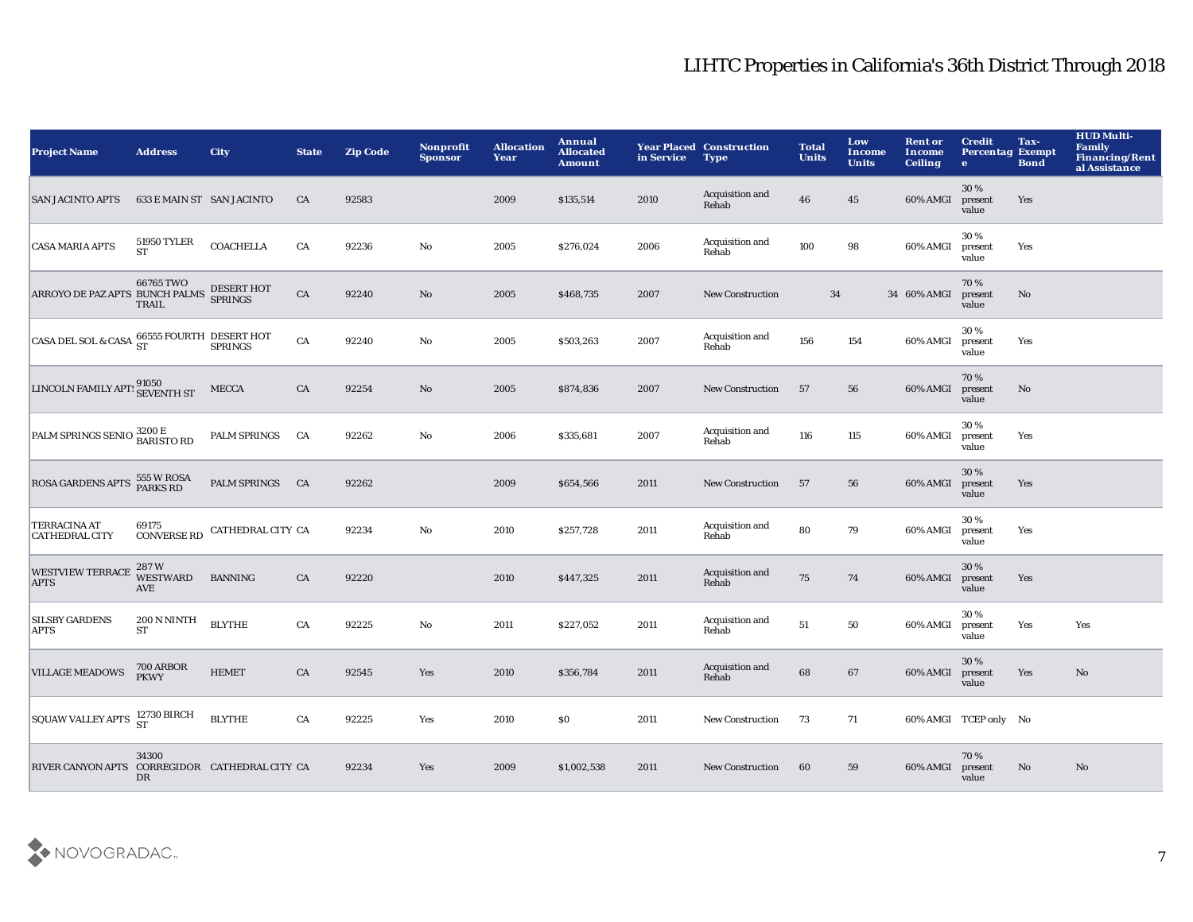# LIHTC Properties in California's 36th District Through 2018

| Project Name | Address | City | State | Zip Code | Nonprofit Sponsor | Allocation Year | Annual Allocated Amount | Year Placed in Service | Construction Type | Total Units | Low Income Units | Rent or Income Ceiling | Credit Percentage | Tax-Exempt Bond | HUD Multi-Family Financing/Rental Assistance |
|---|---|---|---|---|---|---|---|---|---|---|---|---|---|---|---|
| SAN JACINTO APTS | 633 E MAIN ST | SAN JACINTO | CA | 92583 | | 2009 | $135,514 | 2010 | Acquisition and Rehab | 46 | 45 | 60% AMGI | 30 % present value | Yes | |
| CASA MARIA APTS | 51950 TYLER ST | COACHELLA | CA | 92236 | No | 2005 | $276,024 | 2006 | Acquisition and Rehab | 100 | 98 | 60% AMGI | 30 % present value | Yes | |
| ARROYO DE PAZ APTS | 66765 TWO BUNCH PALMS TRAIL | DESERT HOT SPRINGS | CA | 92240 | No | 2005 | $468,735 | 2007 | New Construction | 34 | 34 | 60% AMGI | 70 % present value | No | |
| CASA DEL SOL & CASA | 66555 FOURTH ST | DESERT HOT SPRINGS | CA | 92240 | No | 2005 | $503,263 | 2007 | Acquisition and Rehab | 156 | 154 | 60% AMGI | 30 % present value | Yes | |
| LINCOLN FAMILY APTS | 91050 SEVENTH ST | MECCA | CA | 92254 | No | 2005 | $874,836 | 2007 | New Construction | 57 | 56 | 60% AMGI | 70 % present value | No | |
| PALM SPRINGS SENIO | 3200 E BARISTO RD | PALM SPRINGS | CA | 92262 | No | 2006 | $335,681 | 2007 | Acquisition and Rehab | 116 | 115 | 60% AMGI | 30 % present value | Yes | |
| ROSA GARDENS APTS | 555 W ROSA PARKS RD | PALM SPRINGS | CA | 92262 | | 2009 | $654,566 | 2011 | New Construction | 57 | 56 | 60% AMGI | 30 % present value | Yes | |
| TERRACINA AT CATHEDRAL CITY | 69175 CONVERSE RD | CATHEDRAL CITY | CA | 92234 | No | 2010 | $257,728 | 2011 | Acquisition and Rehab | 80 | 79 | 60% AMGI | 30 % present value | Yes | |
| WESTVIEW TERRACE APTS | 287 W WESTWARD AVE | BANNING | CA | 92220 | | 2010 | $447,325 | 2011 | Acquisition and Rehab | 75 | 74 | 60% AMGI | 30 % present value | Yes | |
| SILSBY GARDENS APTS | 200 N NINTH ST | BLYTHE | CA | 92225 | No | 2011 | $227,052 | 2011 | Acquisition and Rehab | 51 | 50 | 60% AMGI | 30 % present value | Yes | Yes |
| VILLAGE MEADOWS | 700 ARBOR PKWY | HEMET | CA | 92545 | Yes | 2010 | $356,784 | 2011 | Acquisition and Rehab | 68 | 67 | 60% AMGI | 30 % present value | Yes | No |
| SQUAW VALLEY APTS | 12730 BIRCH ST | BLYTHE | CA | 92225 | Yes | 2010 | $0 | 2011 | New Construction | 73 | 71 | 60% AMGI | TCEP only | No | |
| RIVER CANYON APTS | 34300 CORREGIDOR DR | CATHEDRAL CITY | CA | 92234 | Yes | 2009 | $1,002,538 | 2011 | New Construction | 60 | 59 | 60% AMGI | 70 % present value | No | No |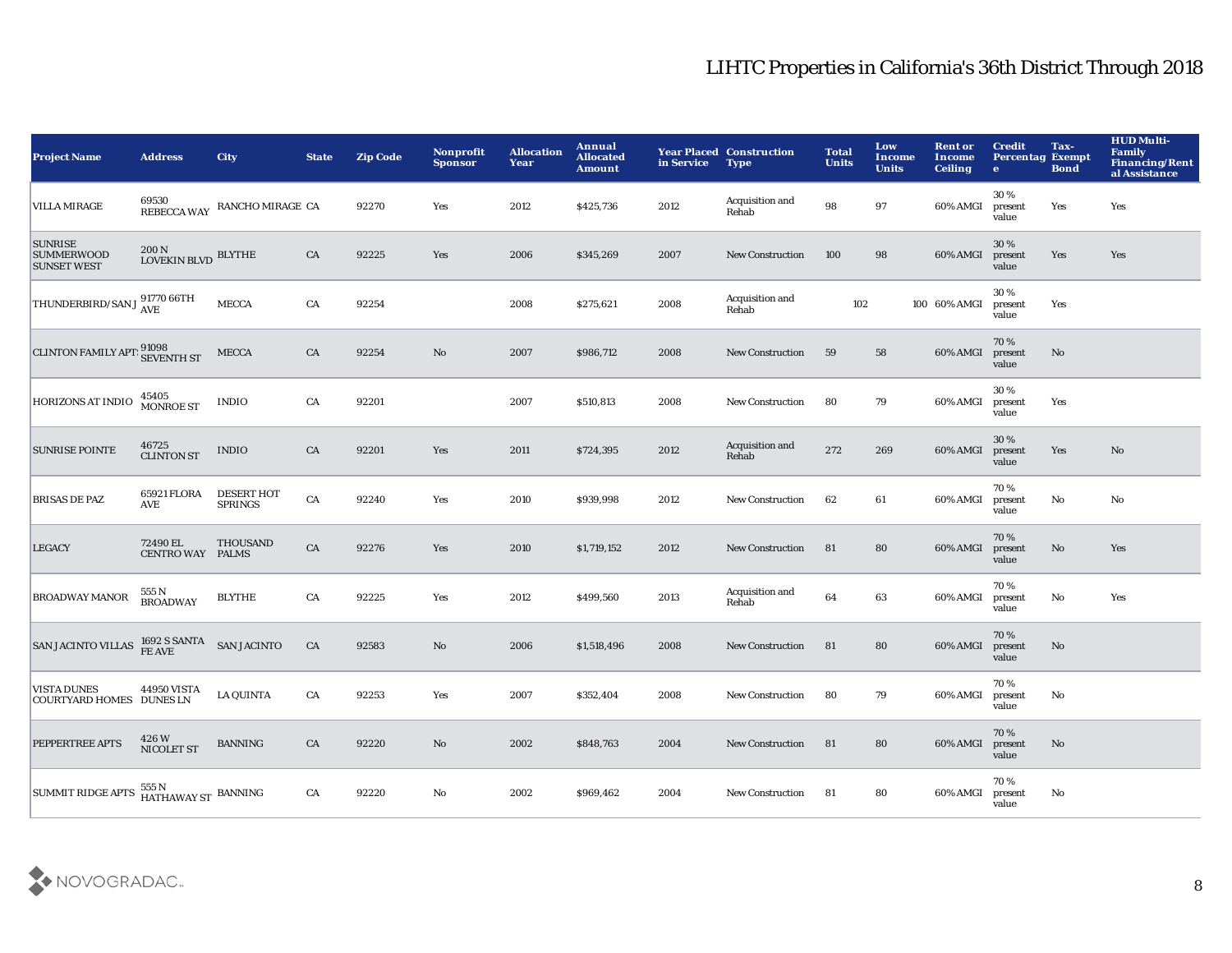# LIHTC Properties in California's 36th District Through 2018

| Project Name | Address | City | State | Zip Code | Nonprofit Sponsor | Allocation Year | Annual Allocated Amount | Year Placed in Service | Construction Type | Total Units | Low Income Units | Rent or Income Ceiling | Credit Percentage | Tax-Exempt Bond | HUD Multi-Family Financing/Rental Assistance |
|---|---|---|---|---|---|---|---|---|---|---|---|---|---|---|---|
| VILLA MIRAGE | 69530 REBECCA WAY | RANCHO MIRAGE | CA | 92270 | Yes | 2012 | $425,736 | 2012 | Acquisition and Rehab | 98 | 97 | 60% AMGI | 30 % present value | Yes | Yes |
| SUNRISE SUMMERWOOD SUNSET WEST | 200 N LOVEKIN BLVD | BLYTHE | CA | 92225 | Yes | 2006 | $345,269 | 2007 | New Construction | 100 | 98 | 60% AMGI | 30 % present value | Yes | Yes |
| THUNDERBIRD/SAN J | 91770 66TH AVE | MECCA | CA | 92254 | | 2008 | $275,621 | 2008 | Acquisition and Rehab | 102 | 100 | 60% AMGI | 30 % present value | Yes | |
| CLINTON FAMILY APT | 91098 SEVENTH ST | MECCA | CA | 92254 | No | 2007 | $986,712 | 2008 | New Construction | 59 | 58 | 60% AMGI | 70 % present value | No | |
| HORIZONS AT INDIO | 45405 MONROE ST | INDIO | CA | 92201 | | 2007 | $510,813 | 2008 | New Construction | 80 | 79 | 60% AMGI | 30 % present value | Yes | |
| SUNRISE POINTE | 46725 CLINTON ST | INDIO | CA | 92201 | Yes | 2011 | $724,395 | 2012 | Acquisition and Rehab | 272 | 269 | 60% AMGI | 30 % present value | Yes | No |
| BRISAS DE PAZ | 65921 FLORA AVE | DESERT HOT SPRINGS | CA | 92240 | Yes | 2010 | $939,998 | 2012 | New Construction | 62 | 61 | 60% AMGI | 70 % present value | No | No |
| LEGACY | 72490 EL CENTRO WAY | THOUSAND PALMS | CA | 92276 | Yes | 2010 | $1,719,152 | 2012 | New Construction | 81 | 80 | 60% AMGI | 70 % present value | No | Yes |
| BROADWAY MANOR | 555 N BROADWAY | BLYTHE | CA | 92225 | Yes | 2012 | $499,560 | 2013 | Acquisition and Rehab | 64 | 63 | 60% AMGI | 70 % present value | No | Yes |
| SAN JACINTO VILLAS | 1692 S SANTA FE AVE | SAN JACINTO | CA | 92583 | No | 2006 | $1,518,496 | 2008 | New Construction | 81 | 80 | 60% AMGI | 70 % present value | No | |
| VISTA DUNES COURTYARD HOMES | 44950 VISTA DUNES LN | LA QUINTA | CA | 92253 | Yes | 2007 | $352,404 | 2008 | New Construction | 80 | 79 | 60% AMGI | 70 % present value | No | |
| PEPPERTREE APTS | 426 W NICOLET ST | BANNING | CA | 92220 | No | 2002 | $848,763 | 2004 | New Construction | 81 | 80 | 60% AMGI | 70 % present value | No | |
| SUMMIT RIDGE APTS | 555 N HATHAWAY ST | BANNING | CA | 92220 | No | 2002 | $969,462 | 2004 | New Construction | 81 | 80 | 60% AMGI | 70 % present value | No | |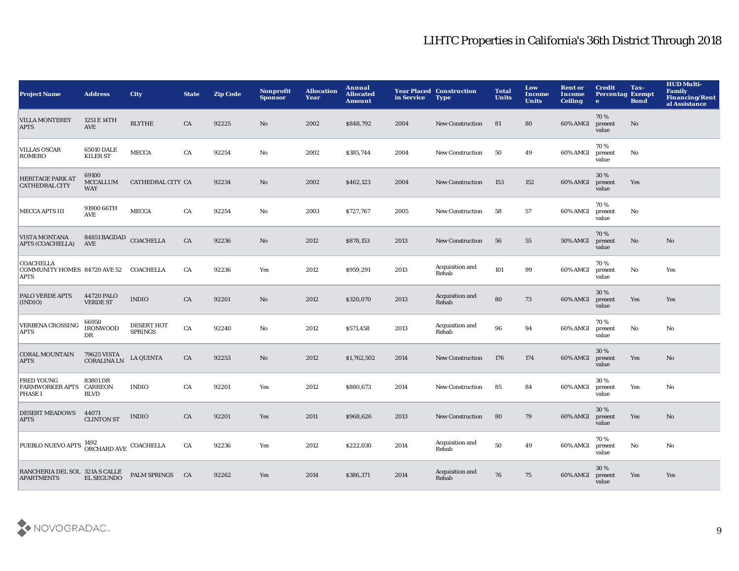# LIHTC Properties in California's 36th District Through 2018

| Project Name | Address | City | State | Zip Code | Nonprofit Sponsor | Allocation Year | Annual Allocated Amount | Year Placed in Service | Construction Type | Total Units | Low Income Units | Rent or Income Ceiling | Credit Percentage | Tax-Exempt Bond | HUD Multi-Family Financing/Rental Assistance |
|---|---|---|---|---|---|---|---|---|---|---|---|---|---|---|---|
| VILLA MONTEREY APTS | 1251 E 14TH AVE | BLYTHE | CA | 92225 | No | 2002 | $848,792 | 2004 | New Construction | 81 | 80 | 60% AMGI | 70 % present value | No | |
| VILLAS OSCAR ROMERO | 65010 DALE KILER ST | MECCA | CA | 92254 | No | 2002 | $385,744 | 2004 | New Construction | 50 | 49 | 60% AMGI | 70 % present value | No | |
| HERITAGE PARK AT CATHEDRAL CITY | 69100 MCCALLUM WAY | CATHEDRAL CITY | CA | 92234 | No | 2002 | $462,123 | 2004 | New Construction | 153 | 152 | 60% AMGI | 30 % present value | Yes | |
| MECCA APTS III | 91900 66TH AVE | MECCA | CA | 92254 | No | 2003 | $727,767 | 2005 | New Construction | 58 | 57 | 60% AMGI | 70 % present value | No | |
| VISTA MONTANA APTS (COACHELLA) | 84851 BAGDAD AVE | COACHELLA | CA | 92236 | No | 2012 | $878,153 | 2013 | New Construction | 56 | 55 | 50% AMGI | 70 % present value | No | No |
| COACHELLA COMMUNITY HOMES APTS | 84720 AVE 52 | COACHELLA | CA | 92236 | Yes | 2012 | $959,291 | 2013 | Acquisition and Rehab | 101 | 99 | 60% AMGI | 70 % present value | No | Yes |
| PALO VERDE APTS (INDIO) | 44720 PALO VERDE ST | INDIO | CA | 92201 | No | 2012 | $320,070 | 2013 | Acquisition and Rehab | 80 | 73 | 60% AMGI | 30 % present value | Yes | Yes |
| VERBENA CROSSING APTS | 66950 IRONWOOD DR | DESERT HOT SPRINGS | CA | 92240 | No | 2012 | $571,458 | 2013 | Acquisition and Rehab | 96 | 94 | 60% AMGI | 70 % present value | No | No |
| CORAL MOUNTAIN APTS | 79625 VISTA CORALINA LN | LA QUINTA | CA | 92253 | No | 2012 | $1,762,502 | 2014 | New Construction | 176 | 174 | 60% AMGI | 30 % present value | Yes | No |
| FRED YOUNG FARMWORKER APTS PHASE I | 83801 DR CARREON BLVD | INDIO | CA | 92201 | Yes | 2012 | $880,673 | 2014 | New Construction | 85 | 84 | 60% AMGI | 30 % present value | Yes | No |
| DESERT MEADOWS APTS | 44071 CLINTON ST | INDIO | CA | 92201 | Yes | 2011 | $968,626 | 2013 | New Construction | 80 | 79 | 60% AMGI | 30 % present value | Yes | No |
| PUEBLO NUEVO APTS | 1492 ORCHARD AVE | COACHELLA | CA | 92236 | Yes | 2012 | $222,030 | 2014 | Acquisition and Rehab | 50 | 49 | 60% AMGI | 70 % present value | No | No |
| RANCHERIA DEL SOL APARTMENTS | 321A S CALLE EL SEGUNDO | PALM SPRINGS | CA | 92262 | Yes | 2014 | $386,371 | 2014 | Acquisition and Rehab | 76 | 75 | 60% AMGI | 30 % present value | Yes | Yes |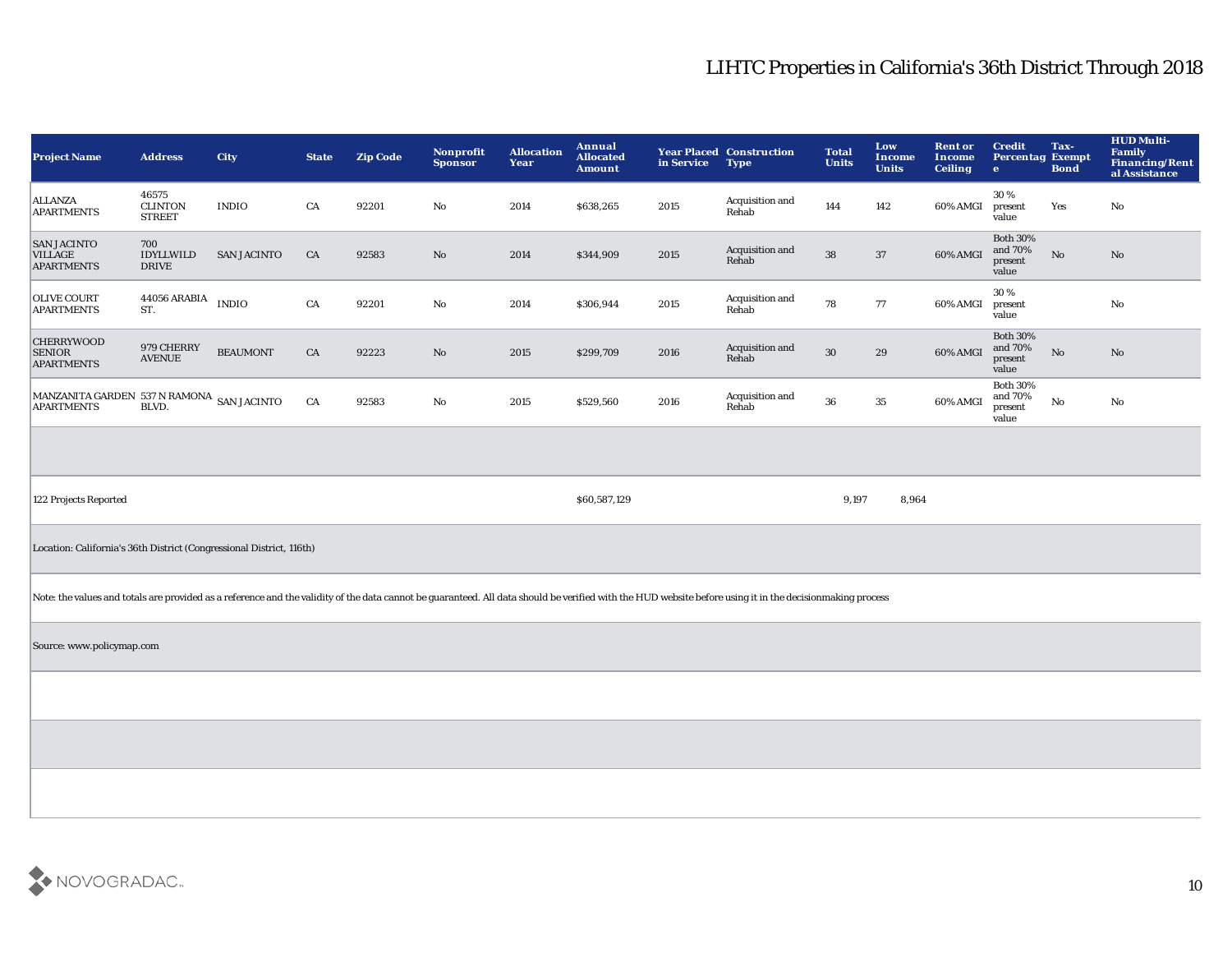# LIHTC Properties in California's 36th District Through 2018

| Project Name | Address | City | State | Zip Code | Nonprofit Sponsor | Allocation Year | Annual Allocated Amount | Year Placed in Service | Construction Type | Total Units | Low Income Units | Rent or Income Ceiling | Credit Percentage | Tax-Exempt Bond | HUD Multi-Family Financing/Rental Assistance |
|---|---|---|---|---|---|---|---|---|---|---|---|---|---|---|---|
| ALLANZA APARTMENTS | 46575 CLINTON STREET | INDIO | CA | 92201 | No | 2014 | $638,265 | 2015 | Acquisition and Rehab | 144 | 142 | 60% AMGI | 30 % present value | Yes | No |
| SAN JACINTO VILLAGE APARTMENTS | 700 IDYLLWILD DRIVE | SAN JACINTO | CA | 92583 | No | 2014 | $344,909 | 2015 | Acquisition and Rehab | 38 | 37 | 60% AMGI | Both 30% and 70% present value | No | No |
| OLIVE COURT APARTMENTS | 44056 ARABIA ST. | INDIO | CA | 92201 | No | 2014 | $306,944 | 2015 | Acquisition and Rehab | 78 | 77 | 60% AMGI | 30 % present value | | No |
| CHERRYWOOD SENIOR APARTMENTS | 979 CHERRY AVENUE | BEAUMONT | CA | 92223 | No | 2015 | $299,709 | 2016 | Acquisition and Rehab | 30 | 29 | 60% AMGI | Both 30% and 70% present value | No | No |
| MANZANITA GARDEN APARTMENTS | 537 N RAMONA BLVD. | SAN JACINTO | CA | 92583 | No | 2015 | $529,560 | 2016 | Acquisition and Rehab | 36 | 35 | 60% AMGI | Both 30% and 70% present value | No | No |
| 122 Projects Reported | | | | | | | $60,587,129 | | | 9,197 | 8,964 | | | | |

Location: California's 36th District (Congressional District, 116th)

Note: the values and totals are provided as a reference and the validity of the data cannot be guaranteed. All data should be verified with the HUD website before using it in the decisionmaking process

Source: www.policymap.com